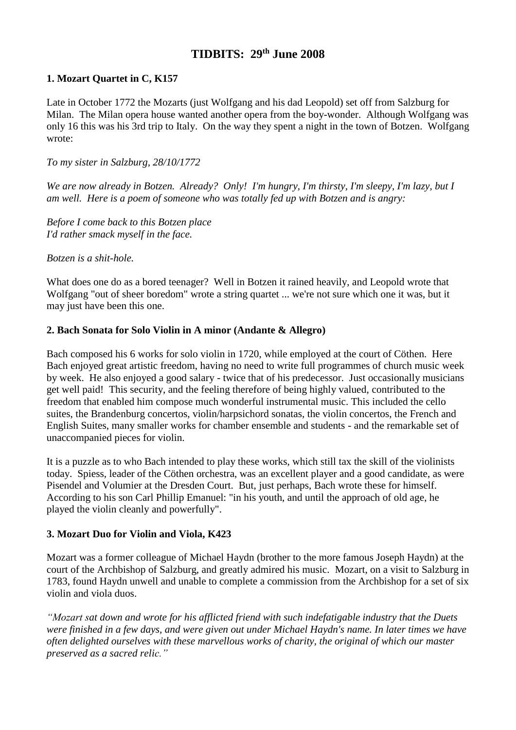# TIDBITS: 29th June 2008

### 1. Mozart Quartet in C, K157

Late in October 1772 the Mozarts (just Wolfgang and his dad Leopold) set off from Salzburg for Milan. The Milan opera house wanted another opera from the boy-wonder. Although Wolfgang was only 16 this was his 3rd trip to Italy. On the way they spent a night in the town of Botzen. Wolfgang wrote:

*To my sister in Salzburg, 28/10/1772*

*We are now already in Botzen. Already? Only! I'm hungry, I'm thirsty, I'm sleepy, I'm lazy, but I am well. Here is a poem of someone who was totally fed up with Botzen and is angry:*

*Before I come back to this Botzen place*
*I'd rather smack myself in the face.*

*Botzen is a shit-hole.*

What does one do as a bored teenager? Well in Botzen it rained heavily, and Leopold wrote that Wolfgang "out of sheer boredom" wrote a string quartet ... we're not sure which one it was, but it may just have been this one.

### 2. Bach Sonata for Solo Violin in A minor (Andante & Allegro)

Bach composed his 6 works for solo violin in 1720, while employed at the court of Cöthen. Here Bach enjoyed great artistic freedom, having no need to write full programmes of church music week by week. He also enjoyed a good salary - twice that of his predecessor. Just occasionally musicians get well paid! This security, and the feeling therefore of being highly valued, contributed to the freedom that enabled him compose much wonderful instrumental music. This included the cello suites, the Brandenburg concertos, violin/harpsichord sonatas, the violin concertos, the French and English Suites, many smaller works for chamber ensemble and students - and the remarkable set of unaccompanied pieces for violin.

It is a puzzle as to who Bach intended to play these works, which still tax the skill of the violinists today. Spiess, leader of the Cöthen orchestra, was an excellent player and a good candidate, as were Pisendel and Volumier at the Dresden Court. But, just perhaps, Bach wrote these for himself. According to his son Carl Phillip Emanuel: "in his youth, and until the approach of old age, he played the violin cleanly and powerfully".

### 3. Mozart Duo for Violin and Viola, K423

Mozart was a former colleague of Michael Haydn (brother to the more famous Joseph Haydn) at the court of the Archbishop of Salzburg, and greatly admired his music. Mozart, on a visit to Salzburg in 1783, found Haydn unwell and unable to complete a commission from the Archbishop for a set of six violin and viola duos.

*"Mozart sat down and wrote for his afflicted friend with such indefatigable industry that the Duets were finished in a few days, and were given out under Michael Haydn's name. In later times we have often delighted ourselves with these marvellous works of charity, the original of which our master preserved as a sacred relic."*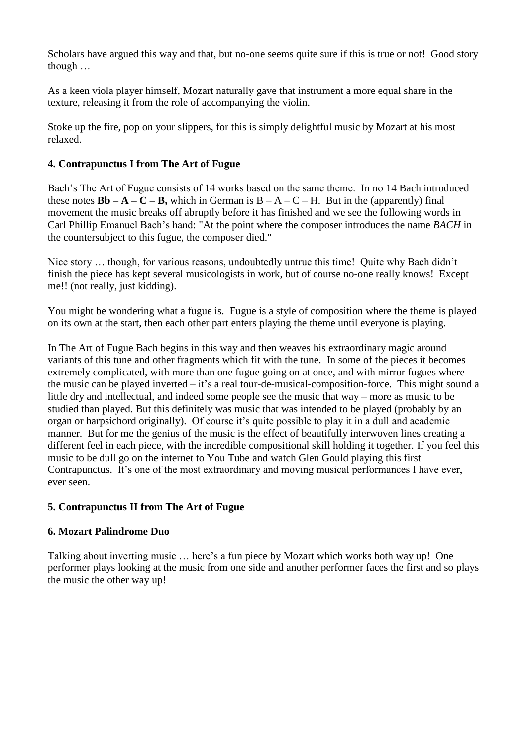Scholars have argued this way and that, but no-one seems quite sure if this is true or not! Good story though …

As a keen viola player himself, Mozart naturally gave that instrument a more equal share in the texture, releasing it from the role of accompanying the violin.

Stoke up the fire, pop on your slippers, for this is simply delightful music by Mozart at his most relaxed.

**4. Contrapunctus I from The Art of Fugue**

Bach's The Art of Fugue consists of 14 works based on the same theme. In no 14 Bach introduced these notes **Bb – A – C – B,** which in German is B – A – C – H. But in the (apparently) final movement the music breaks off abruptly before it has finished and we see the following words in Carl Phillip Emanuel Bach's hand: "At the point where the composer introduces the name *BACH* in the countersubject to this fugue, the composer died."

Nice story … though, for various reasons, undoubtedly untrue this time! Quite why Bach didn't finish the piece has kept several musicologists in work, but of course no-one really knows! Except me!! (not really, just kidding).

You might be wondering what a fugue is. Fugue is a style of composition where the theme is played on its own at the start, then each other part enters playing the theme until everyone is playing.

In The Art of Fugue Bach begins in this way and then weaves his extraordinary magic around variants of this tune and other fragments which fit with the tune. In some of the pieces it becomes extremely complicated, with more than one fugue going on at once, and with mirror fugues where the music can be played inverted – it's a real tour-de-musical-composition-force. This might sound a little dry and intellectual, and indeed some people see the music that way – more as music to be studied than played. But this definitely was music that was intended to be played (probably by an organ or harpsichord originally). Of course it's quite possible to play it in a dull and academic manner. But for me the genius of the music is the effect of beautifully interwoven lines creating a different feel in each piece, with the incredible compositional skill holding it together. If you feel this music to be dull go on the internet to You Tube and watch Glen Gould playing this first Contrapunctus. It's one of the most extraordinary and moving musical performances I have ever, ever seen.

**5. Contrapunctus II from The Art of Fugue**

**6. Mozart Palindrome Duo**

Talking about inverting music … here's a fun piece by Mozart which works both way up! One performer plays looking at the music from one side and another performer faces the first and so plays the music the other way up!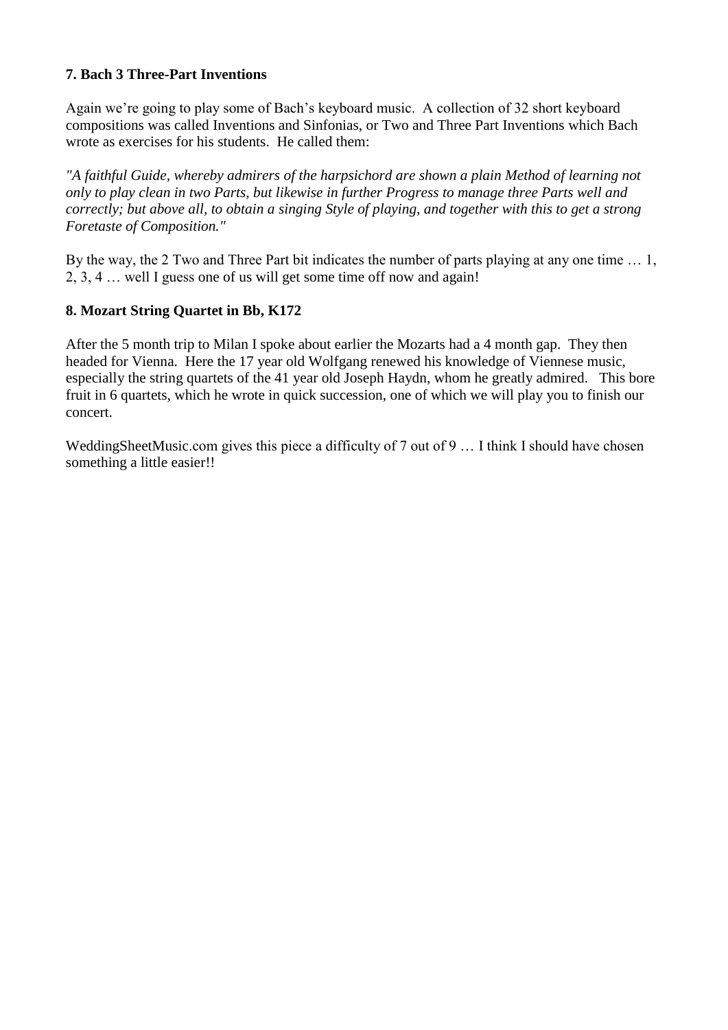**7. Bach 3 Three-Part Inventions**

Again we're going to play some of Bach's keyboard music. A collection of 32 short keyboard compositions was called Inventions and Sinfonias, or Two and Three Part Inventions which Bach wrote as exercises for his students. He called them:

*"A faithful Guide, whereby admirers of the harpsichord are shown a plain Method of learning not only to play clean in two Parts, but likewise in further Progress to manage three Parts well and correctly; but above all, to obtain a singing Style of playing, and together with this to get a strong Foretaste of Composition."*

By the way, the 2 Two and Three Part bit indicates the number of parts playing at any one time … 1, 2, 3, 4 … well I guess one of us will get some time off now and again!

**8. Mozart String Quartet in Bb, K172**

After the 5 month trip to Milan I spoke about earlier the Mozarts had a 4 month gap. They then headed for Vienna. Here the 17 year old Wolfgang renewed his knowledge of Viennese music, especially the string quartets of the 41 year old Joseph Haydn, whom he greatly admired. This bore fruit in 6 quartets, which he wrote in quick succession, one of which we will play you to finish our concert.

WeddingSheetMusic.com gives this piece a difficulty of 7 out of 9 … I think I should have chosen something a little easier!!